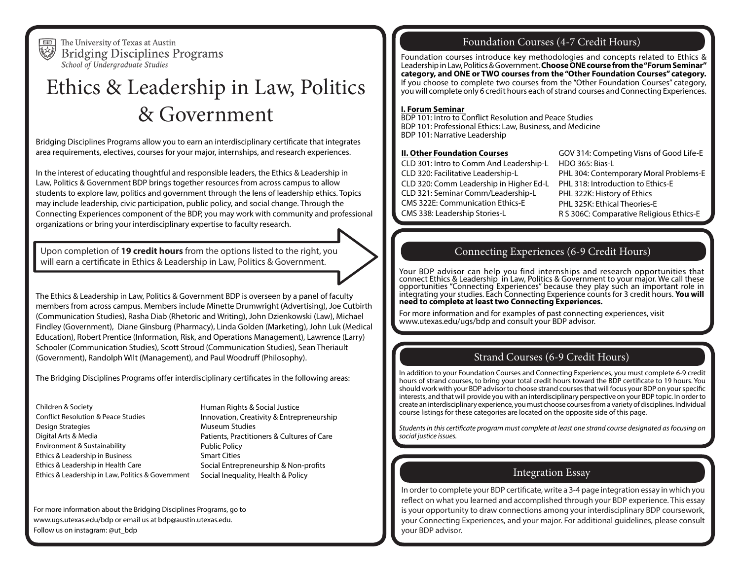The University of Texas at Austin
Bridging Disciplines Programs
*School of Undergraduate Studies*

# Ethics & Leadership in Law, Politics & Government

Bridging Disciplines Programs allow you to earn an interdisciplinary certificate that integrates area requirements, electives, courses for your major, internships, and research experiences.

In the interest of educating thoughtful and responsible leaders, the Ethics & Leadership in Law, Politics & Government BDP brings together resources from across campus to allow students to explore law, politics and government through the lens of leadership ethics. Topics may include leadership, civic participation, public policy, and social change. Through the Connecting Experiences component of the BDP, you may work with community and professional organizations or bring your interdisciplinary expertise to faculty research.

Upon completion of **19 credit hours** from the options listed to the right, you will earn a certificate in Ethics & Leadership in Law, Politics & Government.

The Ethics & Leadership in Law, Politics & Government BDP is overseen by a panel of faculty members from across campus. Members include Minette Drumwright (Advertising), Joe Cutbirth (Communication Studies), Rasha Diab (Rhetoric and Writing), John Dzienkowski (Law), Michael Findley (Government), Diane Ginsburg (Pharmacy), Linda Golden (Marketing), John Luk (Medical Education), Robert Prentice (Information, Risk, and Operations Management), Lawrence (Larry) Schooler (Communication Studies), Scott Stroud (Communication Studies), Sean Theriault (Government), Randolph Wilt (Management), and Paul Woodruff (Philosophy).

The Bridging Disciplines Programs offer interdisciplinary certificates in the following areas:

- Children & Society
- Conflict Resolution & Peace Studies
- Design Strategies
- Digital Arts & Media
- Environment & Sustainability
- Ethics & Leadership in Business
- Ethics & Leadership in Health Care
- Ethics & Leadership in Law, Politics & Government
- Human Rights & Social Justice
- Innovation, Creativity & Entrepreneurship
- Museum Studies
- Patients, Practitioners & Cultures of Care
- Public Policy
- Smart Cities
- Social Entrepreneurship & Non-profits
- Social Inequality, Health & Policy

For more information about the Bridging Disciplines Programs, go to www.ugs.utexas.edu/bdp or email us at bdp@austin.utexas.edu.
Follow us on instagram: @ut_bdp

## Foundation Courses (4-7 Credit Hours)

Foundation courses introduce key methodologies and concepts related to Ethics & Leadership in Law, Politics & Government. **Choose ONE course from the "Forum Seminar" category, and ONE or TWO courses from the "Other Foundation Courses" category.** If you choose to complete two courses from the "Other Foundation Courses" category, you will complete only 6 credit hours each of strand courses and Connecting Experiences.

**I. Forum Seminar**

BDP 101: Intro to Conflict Resolution and Peace Studies
BDP 101: Professional Ethics: Law, Business, and Medicine
BDP 101: Narrative Leadership

**II. Other Foundation Courses**

CLD 301: Intro to Comm And Leadership-L
CLD 320: Facilitative Leadership-L
CLD 320: Comm Leadership in Higher Ed-L
CLD 321: Seminar Comm/Leadership-L
CMS 322E: Communication Ethics-E
CMS 338: Leadership Stories-L
GOV 314: Competing Visns of Good Life-E
HDO 365: Bias-L
PHL 304: Contemporary Moral Problems-E
PHL 318: Introduction to Ethics-E
PHL 322K: History of Ethics
PHL 325K: Ethical Theories-E
R S 306C: Comparative Religious Ethics-E

## Connecting Experiences (6-9 Credit Hours)

Your BDP advisor can help you find internships and research opportunities that connect Ethics & Leadership in Law, Politics & Government to your major. We call these opportunities "Connecting Experiences" because they play such an important role in integrating your studies. Each Connecting Experience counts for 3 credit hours. **You will need to complete at least two Connecting Experiences.**

For more information and for examples of past connecting experiences, visit www.utexas.edu/ugs/bdp and consult your BDP advisor.

## Strand Courses (6-9 Credit Hours)

In addition to your Foundation Courses and Connecting Experiences, you must complete 6-9 credit hours of strand courses, to bring your total credit hours toward the BDP certificate to 19 hours. You should work with your BDP advisor to choose strand courses that will focus your BDP on your specific interests, and that will provide you with an interdisciplinary perspective on your BDP topic. In order to create an interdisciplinary experience, you must choose courses from a variety of disciplines. Individual course listings for these categories are located on the opposite side of this page.

*Students in this certificate program must complete at least one strand course designated as focusing on social justice issues.*

## Integration Essay

In order to complete your BDP certificate, write a 3-4 page integration essay in which you reflect on what you learned and accomplished through your BDP experience. This essay is your opportunity to draw connections among your interdisciplinary BDP coursework, your Connecting Experiences, and your major. For additional guidelines, please consult your BDP advisor.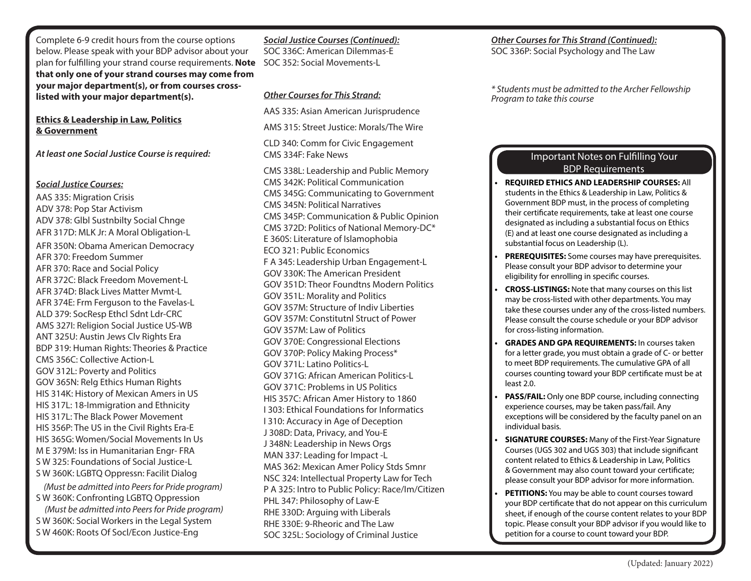Complete 6-9 credit hours from the course options below. Please speak with your BDP advisor about your plan for fulfilling your strand course requirements. **Note that only one of your strand courses may come from your major department(s), or from courses cross-listed with your major department(s).**

**Ethics & Leadership in Law, Politics & Government**

***At least one Social Justice Course is required:***

***Social Justice Courses:***

AAS 335: Migration Crisis
ADV 378: Pop Star Activism
ADV 378: Glbl Sustnbilty Social Chnge
AFR 317D: MLK Jr: A Moral Obligation-L
AFR 350N: Obama American Democracy
AFR 370: Freedom Summer
AFR 370: Race and Social Policy
AFR 372C: Black Freedom Movement-L
AFR 374D: Black Lives Matter Mvmt-L
AFR 374E: Frm Ferguson to the Favelas-L
ALD 379: SocResp Ethcl Sdnt Ldr-CRC
AMS 327I: Religion Social Justice US-WB
ANT 325U: Austin Jews Clv Rights Era
BDP 319: Human Rights: Theories & Practice
CMS 356C: Collective Action-L
GOV 312L: Poverty and Politics
GOV 365N: Relg Ethics Human Rights
HIS 314K: History of Mexican Amers in US
HIS 317L: 18-Immigration and Ethnicity
HIS 317L: The Black Power Movement
HIS 356P: The US in the Civil Rights Era-E
HIS 365G: Women/Social Movements In Us
M E 379M: Iss in Humanitarian Engr- FRA
S W 325: Foundations of Social Justice-L
S W 360K: LGBTQ Oppressn: Facilit Dialog
*(Must be admitted into Peers for Pride program)*
S W 360K: Confronting LGBTQ Oppression
*(Must be admitted into Peers for Pride program)*
S W 360K: Social Workers in the Legal System
S W 460K: Roots Of Socl/Econ Justice-Eng

***Social Justice Courses (Continued):***

SOC 336C: American Dilemmas-E
SOC 352: Social Movements-L

***Other Courses for This Strand:***

AAS 335: Asian American Jurisprudence
AMS 315: Street Justice: Morals/The Wire
CLD 340: Comm for Civic Engagement
CMS 334F: Fake News
CMS 338L: Leadership and Public Memory
CMS 342K: Political Communication
CMS 345G: Communicating to Government
CMS 345N: Political Narratives
CMS 345P: Communication & Public Opinion
CMS 372D: Politics of National Memory-DC*
E 360S: Literature of Islamophobia
ECO 321: Public Economics
F A 345: Leadership Urban Engagement-L
GOV 330K: The American President
GOV 351D: Theor Foundtns Modern Politics
GOV 351L: Morality and Politics
GOV 357M: Structure of Indiv Liberties
GOV 357M: Constitutnl Struct of Power
GOV 357M: Law of Politics
GOV 370E: Congressional Elections
GOV 370P: Policy Making Process*
GOV 371L: Latino Politics-L
GOV 371G: African American Politics-L
GOV 371C: Problems in US Politics
HIS 357C: African Amer History to 1860
I 303: Ethical Foundations for Informatics
I 310: Accuracy in Age of Deception
J 308D: Data, Privacy, and You-E
J 348N: Leadership in News Orgs
MAN 337: Leading for Impact -L
MAS 362: Mexican Amer Policy Stds Smnr
NSC 324: Intellectual Property Law for Tech
P A 325: Intro to Public Policy: Race/Im/Citizen
PHL 347: Philosophy of Law-E
RHE 330D: Arguing with Liberals
RHE 330E: 9-Rheoric and The Law
SOC 325L: Sociology of Criminal Justice

***Other Courses for This Strand (Continued):***

SOC 336P: Social Psychology and The Law

*\* Students must be admitted to the Archer Fellowship Program to take this course*

## Important Notes on Fulfilling Your BDP Requirements

- **REQUIRED ETHICS AND LEADERSHIP COURSES:** All students in the Ethics & Leadership in Law, Politics & Government BDP must, in the process of completing their certificate requirements, take at least one course designated as including a substantial focus on Ethics (E) and at least one course designated as including a substantial focus on Leadership (L).
- **PREREQUISITES:** Some courses may have prerequisites. Please consult your BDP advisor to determine your eligibility for enrolling in specific courses.
- **CROSS-LISTINGS:** Note that many courses on this list may be cross-listed with other departments. You may take these courses under any of the cross-listed numbers. Please consult the course schedule or your BDP advisor for cross-listing information.
- **GRADES AND GPA REQUIREMENTS:** In courses taken for a letter grade, you must obtain a grade of C- or better to meet BDP requirements. The cumulative GPA of all courses counting toward your BDP certificate must be at least 2.0.
- **PASS/FAIL:** Only one BDP course, including connecting experience courses, may be taken pass/fail. Any exceptions will be considered by the faculty panel on an individual basis.
- **SIGNATURE COURSES:** Many of the First-Year Signature Courses (UGS 302 and UGS 303) that include significant content related to Ethics & Leadership in Law, Politics & Government may also count toward your certificate; please consult your BDP advisor for more information.
- **PETITIONS:** You may be able to count courses toward your BDP certificate that do not appear on this curriculum sheet, if enough of the course content relates to your BDP topic. Please consult your BDP advisor if you would like to petition for a course to count toward your BDP.

(Updated: January 2022)